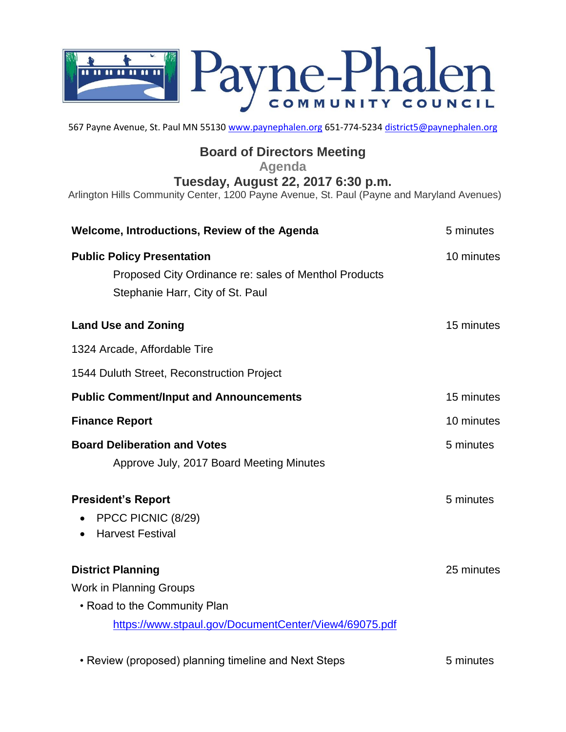# Payne-Phalen
## COMMUNITY COUNCIL

567 Payne Avenue, St. Paul MN 55130 www.paynephalen.org 651-774-5234 district5@paynephalen.org

## Board of Directors Meeting

### Agenda

### Tuesday, August 22, 2017 6:30 p.m.

Arlington Hills Community Center, 1200 Payne Avenue, St. Paul (Payne and Maryland Avenues)

| | |
|---|---|
| **Welcome, Introductions, Review of the Agenda** | 5 minutes |
| **Public Policy Presentation** | 10 minutes |
| Proposed City Ordinance re: sales of Menthol Products | |
| Stephanie Harr, City of St. Paul | |
| **Land Use and Zoning** | 15 minutes |
| 1324 Arcade, Affordable Tire | |
| 1544 Duluth Street, Reconstruction Project | |
| **Public Comment/Input and Announcements** | 15 minutes |
| **Finance Report** | 10 minutes |
| **Board Deliberation and Votes** | 5 minutes |
| Approve July, 2017 Board Meeting Minutes | |
| **President's Report** | 5 minutes |
| • PPCC PICNIC (8/29) | |
| • Harvest Festival | |
| **District Planning** | 25 minutes |
| Work in Planning Groups | |
| • Road to the Community Plan | |
| https://www.stpaul.gov/DocumentCenter/View4/69075.pdf | |
| • Review (proposed) planning timeline and Next Steps | 5 minutes |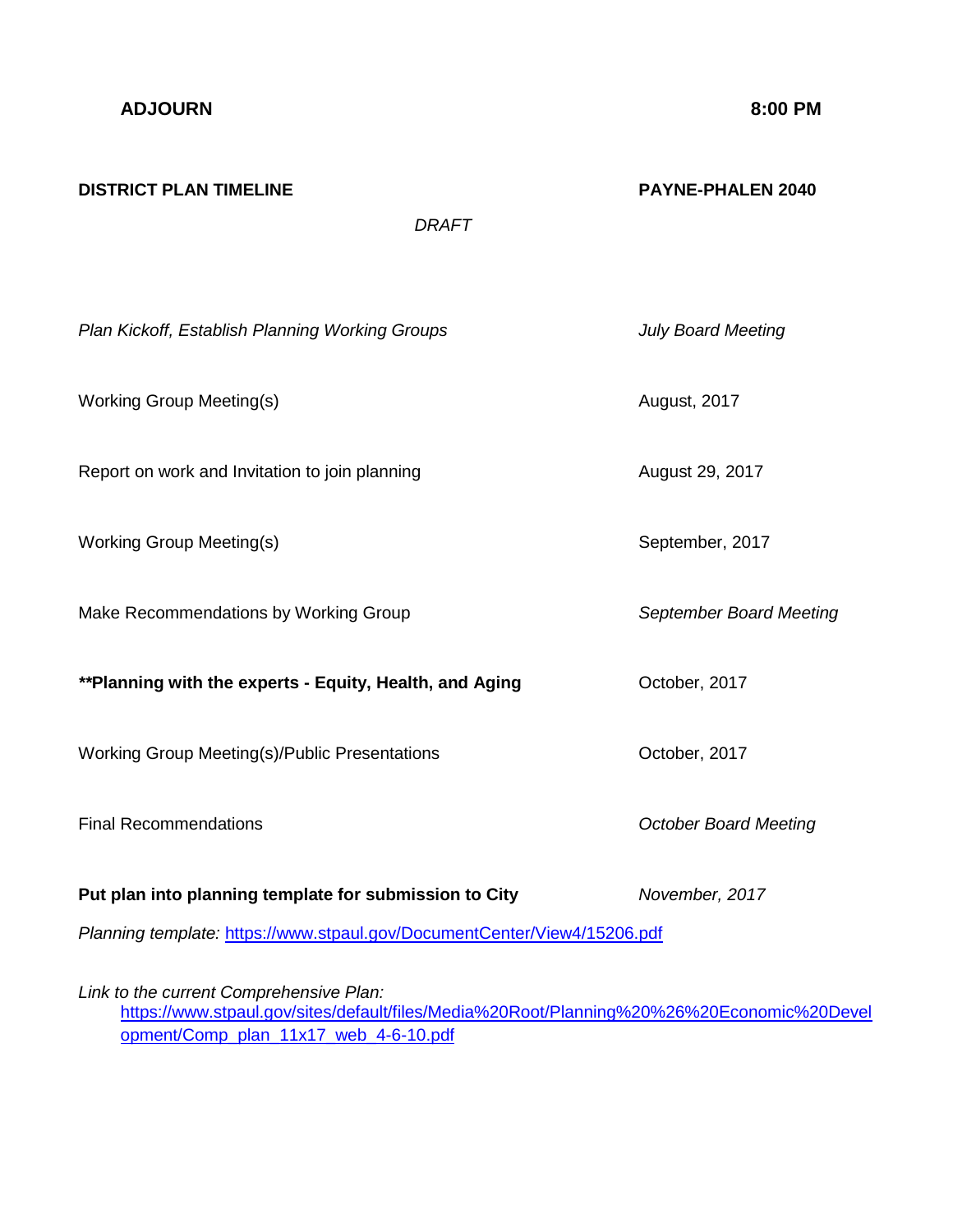**ADJOURN** **8:00 PM**

**DISTRICT PLAN TIMELINE** **PAYNE-PHALEN 2040**

*DRAFT*

| | |
|---|---|
| *Plan Kickoff, Establish Planning Working Groups* | *July Board Meeting* |
| Working Group Meeting(s) | August, 2017 |
| Report on work and Invitation to join planning | August 29, 2017 |
| Working Group Meeting(s) | September, 2017 |
| Make Recommendations by Working Group | *September Board Meeting* |
| **\*\*Planning with the experts - Equity, Health, and Aging** | October, 2017 |
| Working Group Meeting(s)/Public Presentations | October, 2017 |
| Final Recommendations | *October Board Meeting* |
| **Put plan into planning template for submission to City** | *November, 2017* |

*Planning template:* https://www.stpaul.gov/DocumentCenter/View4/15206.pdf

*Link to the current Comprehensive Plan:*
https://www.stpaul.gov/sites/default/files/Media%20Root/Planning%20%26%20Economic%20Development/Comp_plan_11x17_web_4-6-10.pdf